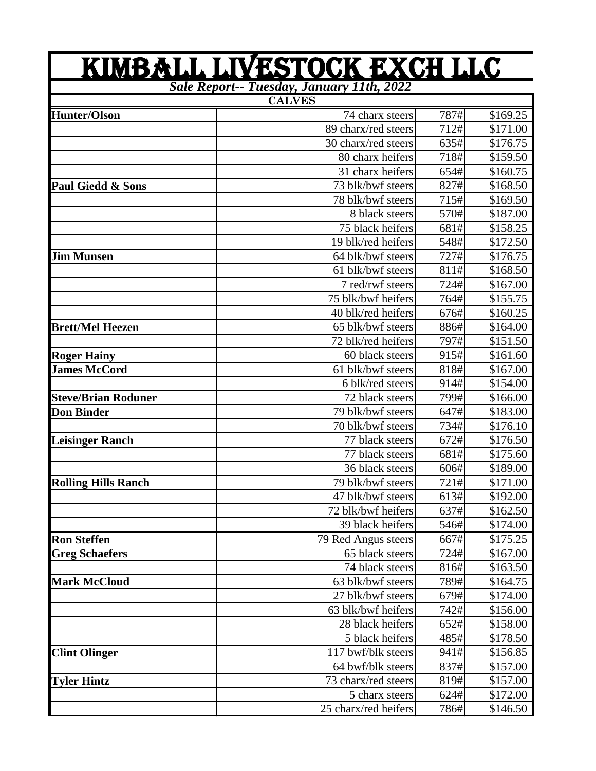# KIMBALL LIVESTOCK EXCH LLC

***Sale Report-- Tuesday, January 11th, 2022***

**CALVES**

| | | | |
|---|---|---|---|
| **Hunter/Olson** | 74 charx steers | 787# | $169.25 |
| | 89 charx/red steers | 712# | $171.00 |
| | 30 charx/red steers | 635# | $176.75 |
| | 80 charx heifers | 718# | $159.50 |
| | 31 charx heifers | 654# | $160.75 |
| **Paul Giedd & Sons** | 73 blk/bwf steers | 827# | $168.50 |
| | 78 blk/bwf steers | 715# | $169.50 |
| | 8 black steers | 570# | $187.00 |
| | 75 black heifers | 681# | $158.25 |
| | 19 blk/red heifers | 548# | $172.50 |
| **Jim Munsen** | 64 blk/bwf steers | 727# | $176.75 |
| | 61 blk/bwf steers | 811# | $168.50 |
| | 7 red/rwf steers | 724# | $167.00 |
| | 75 blk/bwf heifers | 764# | $155.75 |
| | 40 blk/red heifers | 676# | $160.25 |
| **Brett/Mel Heezen** | 65 blk/bwf steers | 886# | $164.00 |
| | 72 blk/red heifers | 797# | $151.50 |
| **Roger Hainy** | 60 black steers | 915# | $161.60 |
| **James McCord** | 61 blk/bwf steers | 818# | $167.00 |
| | 6 blk/red steers | 914# | $154.00 |
| **Steve/Brian Roduner** | 72 black steers | 799# | $166.00 |
| **Don Binder** | 79 blk/bwf steers | 647# | $183.00 |
| | 70 blk/bwf steers | 734# | $176.10 |
| **Leisinger Ranch** | 77 black steers | 672# | $176.50 |
| | 77 black steers | 681# | $175.60 |
| | 36 black steers | 606# | $189.00 |
| **Rolling Hills Ranch** | 79 blk/bwf steers | 721# | $171.00 |
| | 47 blk/bwf steers | 613# | $192.00 |
| | 72 blk/bwf heifers | 637# | $162.50 |
| | 39 black heifers | 546# | $174.00 |
| **Ron Steffen** | 79 Red Angus steers | 667# | $175.25 |
| **Greg Schaefers** | 65 black steers | 724# | $167.00 |
| | 74 black steers | 816# | $163.50 |
| **Mark McCloud** | 63 blk/bwf steers | 789# | $164.75 |
| | 27 blk/bwf steers | 679# | $174.00 |
| | 63 blk/bwf heifers | 742# | $156.00 |
| | 28 black heifers | 652# | $158.00 |
| | 5 black heifers | 485# | $178.50 |
| **Clint Olinger** | 117 bwf/blk steers | 941# | $156.85 |
| | 64 bwf/blk steers | 837# | $157.00 |
| **Tyler Hintz** | 73 charx/red steers | 819# | $157.00 |
| | 5 charx steers | 624# | $172.00 |
| | 25 charx/red heifers | 786# | $146.50 |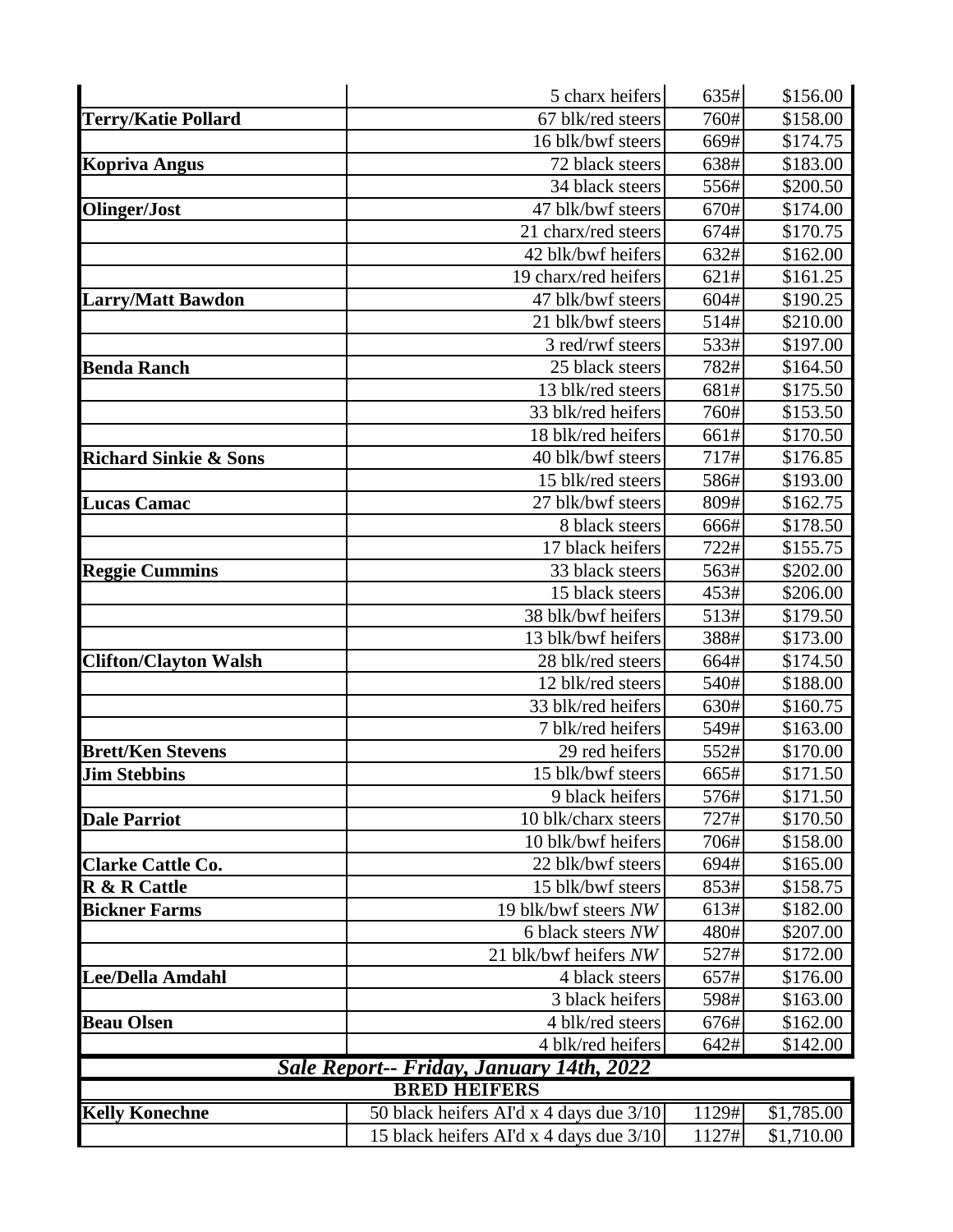| | | | |
|---|---|---|---|
| | 5 charx heifers | 635# | $156.00 |
| **Terry/Katie Pollard** | 67 blk/red steers | 760# | $158.00 |
| | 16 blk/bwf steers | 669# | $174.75 |
| **Kopriva Angus** | 72 black steers | 638# | $183.00 |
| | 34 black steers | 556# | $200.50 |
| **Olinger/Jost** | 47 blk/bwf steers | 670# | $174.00 |
| | 21 charx/red steers | 674# | $170.75 |
| | 42 blk/bwf heifers | 632# | $162.00 |
| | 19 charx/red heifers | 621# | $161.25 |
| **Larry/Matt Bawdon** | 47 blk/bwf steers | 604# | $190.25 |
| | 21 blk/bwf steers | 514# | $210.00 |
| | 3 red/rwf steers | 533# | $197.00 |
| **Benda Ranch** | 25 black steers | 782# | $164.50 |
| | 13 blk/red steers | 681# | $175.50 |
| | 33 blk/red heifers | 760# | $153.50 |
| | 18 blk/red heifers | 661# | $170.50 |
| **Richard Sinkie & Sons** | 40 blk/bwf steers | 717# | $176.85 |
| | 15 blk/red steers | 586# | $193.00 |
| **Lucas Camac** | 27 blk/bwf steers | 809# | $162.75 |
| | 8 black steers | 666# | $178.50 |
| | 17 black heifers | 722# | $155.75 |
| **Reggie Cummins** | 33 black steers | 563# | $202.00 |
| | 15 black steers | 453# | $206.00 |
| | 38 blk/bwf heifers | 513# | $179.50 |
| | 13 blk/bwf heifers | 388# | $173.00 |
| **Clifton/Clayton Walsh** | 28 blk/red steers | 664# | $174.50 |
| | 12 blk/red steers | 540# | $188.00 |
| | 33 blk/red heifers | 630# | $160.75 |
| | 7 blk/red heifers | 549# | $163.00 |
| **Brett/Ken Stevens** | 29 red heifers | 552# | $170.00 |
| **Jim Stebbins** | 15 blk/bwf steers | 665# | $171.50 |
| | 9 black heifers | 576# | $171.50 |
| **Dale Parriot** | 10 blk/charx steers | 727# | $170.50 |
| | 10 blk/bwf heifers | 706# | $158.00 |
| **Clarke Cattle Co.** | 22 blk/bwf steers | 694# | $165.00 |
| **R & R Cattle** | 15 blk/bwf steers | 853# | $158.75 |
| **Bickner Farms** | 19 blk/bwf steers *NW* | 613# | $182.00 |
| | 6 black steers *NW* | 480# | $207.00 |
| | 21 blk/bwf heifers *NW* | 527# | $172.00 |
| **Lee/Della Amdahl** | 4 black steers | 657# | $176.00 |
| | 3 black heifers | 598# | $163.00 |
| **Beau Olsen** | 4 blk/red steers | 676# | $162.00 |
| | 4 blk/red heifers | 642# | $142.00 |

## *Sale Report-- Friday, January 14th, 2022*

| BRED HEIFERS | | | |
|---|---|---|---|
| **Kelly Konechne** | 50 black heifers AI'd x 4 days due 3/10 | 1129# | $1,785.00 |
| | 15 black heifers AI'd x 4 days due 3/10 | 1127# | $1,710.00 |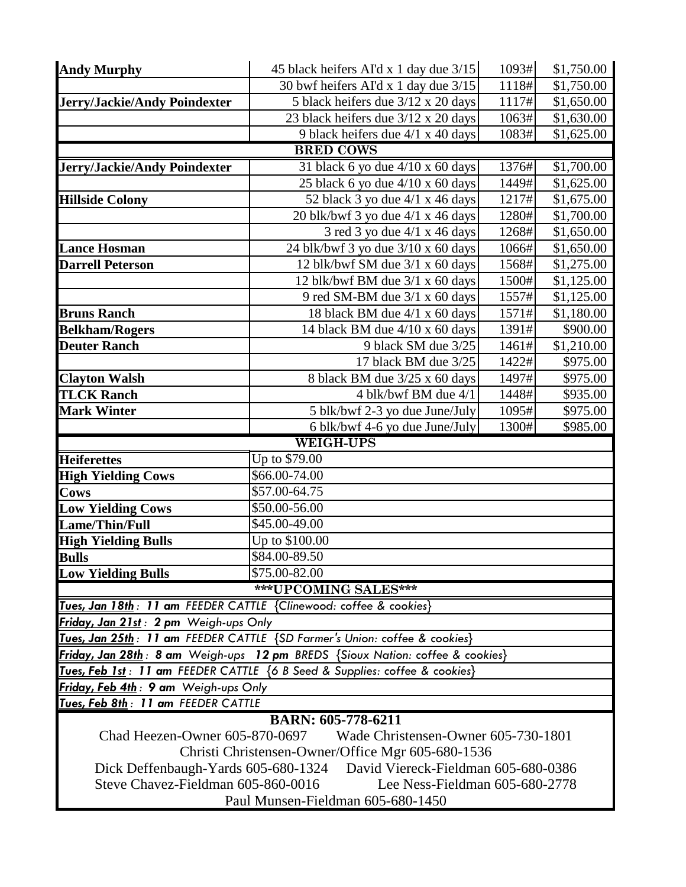| | | | |
|---|---|---|---|
| **Andy Murphy** | 45 black heifers AI'd x 1 day due 3/15 | 1093# | $1,750.00 |
| | 30 bwf heifers AI'd x 1 day due 3/15 | 1118# | $1,750.00 |
| **Jerry/Jackie/Andy Poindexter** | 5 black heifers due 3/12 x 20 days | 1117# | $1,650.00 |
| | 23 black heifers due 3/12 x 20 days | 1063# | $1,630.00 |
| | 9 black heifers due 4/1 x 40 days | 1083# | $1,625.00 |
| **BRED COWS** | | | |
| **Jerry/Jackie/Andy Poindexter** | 31 black 6 yo due 4/10 x 60 days | 1376# | $1,700.00 |
| | 25 black 6 yo due 4/10 x 60 days | 1449# | $1,625.00 |
| **Hillside Colony** | 52 black 3 yo due 4/1 x 46 days | 1217# | $1,675.00 |
| | 20 blk/bwf 3 yo due 4/1 x 46 days | 1280# | $1,700.00 |
| | 3 red 3 yo due 4/1 x 46 days | 1268# | $1,650.00 |
| **Lance Hosman** | 24 blk/bwf 3 yo due 3/10 x 60 days | 1066# | $1,650.00 |
| **Darrell Peterson** | 12 blk/bwf SM due 3/1 x 60 days | 1568# | $1,275.00 |
| | 12 blk/bwf BM due 3/1 x 60 days | 1500# | $1,125.00 |
| | 9 red SM-BM due 3/1 x 60 days | 1557# | $1,125.00 |
| **Bruns Ranch** | 18 black BM due 4/1 x 60 days | 1571# | $1,180.00 |
| **Belkham/Rogers** | 14 black BM due 4/10 x 60 days | 1391# | $900.00 |
| **Deuter Ranch** | 9 black SM due 3/25 | 1461# | $1,210.00 |
| | 17 black BM due 3/25 | 1422# | $975.00 |
| **Clayton Walsh** | 8 black BM due 3/25 x 60 days | 1497# | $975.00 |
| **TLCK Ranch** | 4 blk/bwf BM due 4/1 | 1448# | $935.00 |
| **Mark Winter** | 5 blk/bwf 2-3 yo due June/July | 1095# | $975.00 |
| | 6 blk/bwf 4-6 yo due June/July | 1300# | $985.00 |

**WEIGH-UPS**

| | |
|---|---|
| **Heiferettes** | Up to $79.00 |
| **High Yielding Cows** | $66.00-74.00 |
| **Cows** | $57.00-64.75 |
| **Low Yielding Cows** | $50.00-56.00 |
| **Lame/Thin/Full** | $45.00-49.00 |
| **High Yielding Bulls** | Up to $100.00 |
| **Bulls** | $84.00-89.50 |
| **Low Yielding Bulls** | $75.00-82.00 |

**\*\*\*UPCOMING SALES\*\*\***

*__Tues, Jan 18th__: **11 am** FEEDER CATTLE {Clinewood: coffee & cookies}*

*__Friday, Jan 21st__: **2 pm** Weigh-ups Only*

*__Tues, Jan 25th__: **11 am** FEEDER CATTLE {SD Farmer's Union: coffee & cookies}*

*__Friday, Jan 28th__: **8 am** Weigh-ups **12 pm** BREDS {Sioux Nation: coffee & cookies}*

*__Tues, Feb 1st__: **11 am** FEEDER CATTLE {6 B Seed & Supplies: coffee & cookies}*

*__Friday, Feb 4th__: **9 am** Weigh-ups Only*

*__Tues, Feb 8th__: **11 am** FEEDER CATTLE*

**BARN: 605-778-6211**

Chad Heezen-Owner 605-870-0697 Wade Christensen-Owner 605-730-1801

Christi Christensen-Owner/Office Mgr 605-680-1536

Dick Deffenbaugh-Yards 605-680-1324 David Viereck-Fieldman 605-680-0386

Steve Chavez-Fieldman 605-860-0016 Lee Ness-Fieldman 605-680-2778

Paul Munsen-Fieldman 605-680-1450